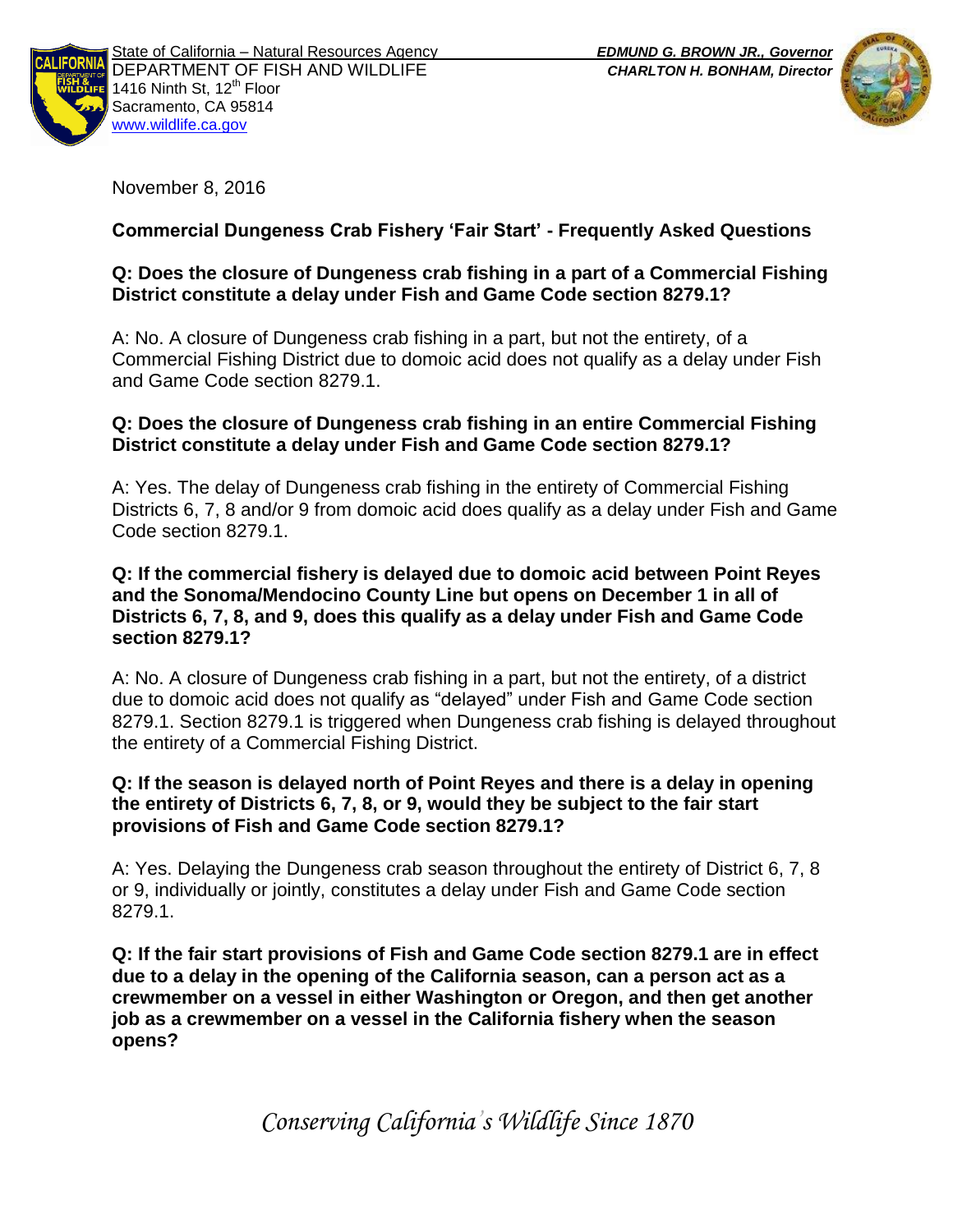State of California – Natural Resources Agency
DEPARTMENT OF FISH AND WILDLIFE
1416 Ninth St, 12th Floor
Sacramento, CA 95814
www.wildlife.ca.gov

***EDMUND G. BROWN JR., Governor***
***CHARLTON H. BONHAM, Director***

November 8, 2016

**Commercial Dungeness Crab Fishery 'Fair Start' - Frequently Asked Questions**

**Q: Does the closure of Dungeness crab fishing in a part of a Commercial Fishing District constitute a delay under Fish and Game Code section 8279.1?**

A: No. A closure of Dungeness crab fishing in a part, but not the entirety, of a Commercial Fishing District due to domoic acid does not qualify as a delay under Fish and Game Code section 8279.1.

**Q: Does the closure of Dungeness crab fishing in an entire Commercial Fishing District constitute a delay under Fish and Game Code section 8279.1?**

A: Yes. The delay of Dungeness crab fishing in the entirety of Commercial Fishing Districts 6, 7, 8 and/or 9 from domoic acid does qualify as a delay under Fish and Game Code section 8279.1.

**Q: If the commercial fishery is delayed due to domoic acid between Point Reyes and the Sonoma/Mendocino County Line but opens on December 1 in all of Districts 6, 7, 8, and 9, does this qualify as a delay under Fish and Game Code section 8279.1?**

A: No. A closure of Dungeness crab fishing in a part, but not the entirety, of a district due to domoic acid does not qualify as "delayed" under Fish and Game Code section 8279.1. Section 8279.1 is triggered when Dungeness crab fishing is delayed throughout the entirety of a Commercial Fishing District.

**Q: If the season is delayed north of Point Reyes and there is a delay in opening the entirety of Districts 6, 7, 8, or 9, would they be subject to the fair start provisions of Fish and Game Code section 8279.1?**

A: Yes. Delaying the Dungeness crab season throughout the entirety of District 6, 7, 8 or 9, individually or jointly, constitutes a delay under Fish and Game Code section 8279.1.

**Q: If the fair start provisions of Fish and Game Code section 8279.1 are in effect due to a delay in the opening of the California season, can a person act as a crewmember on a vessel in either Washington or Oregon, and then get another job as a crewmember on a vessel in the California fishery when the season opens?**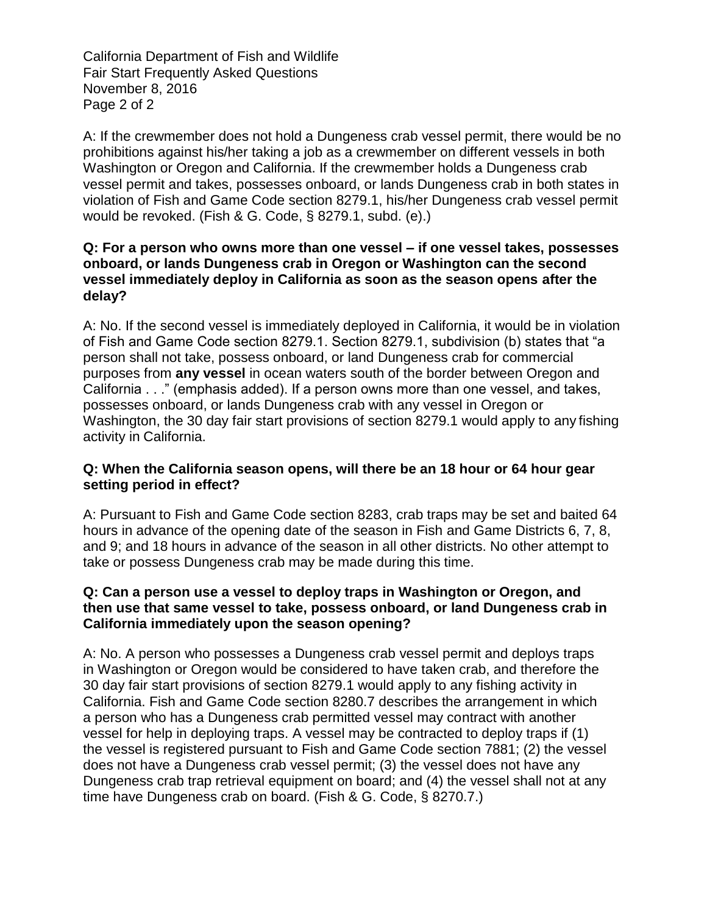A: If the crewmember does not hold a Dungeness crab vessel permit, there would be no prohibitions against his/her taking a job as a crewmember on different vessels in both Washington or Oregon and California. If the crewmember holds a Dungeness crab vessel permit and takes, possesses onboard, or lands Dungeness crab in both states in violation of Fish and Game Code section 8279.1, his/her Dungeness crab vessel permit would be revoked. (Fish & G. Code, § 8279.1, subd. (e).)

**Q: For a person who owns more than one vessel – if one vessel takes, possesses onboard, or lands Dungeness crab in Oregon or Washington can the second vessel immediately deploy in California as soon as the season opens after the delay?**

A: No. If the second vessel is immediately deployed in California, it would be in violation of Fish and Game Code section 8279.1. Section 8279.1, subdivision (b) states that "a person shall not take, possess onboard, or land Dungeness crab for commercial purposes from **any vessel** in ocean waters south of the border between Oregon and California . . ." (emphasis added). If a person owns more than one vessel, and takes, possesses onboard, or lands Dungeness crab with any vessel in Oregon or Washington, the 30 day fair start provisions of section 8279.1 would apply to any fishing activity in California.

**Q: When the California season opens, will there be an 18 hour or 64 hour gear setting period in effect?**

A: Pursuant to Fish and Game Code section 8283, crab traps may be set and baited 64 hours in advance of the opening date of the season in Fish and Game Districts 6, 7, 8, and 9; and 18 hours in advance of the season in all other districts. No other attempt to take or possess Dungeness crab may be made during this time.

**Q: Can a person use a vessel to deploy traps in Washington or Oregon, and then use that same vessel to take, possess onboard, or land Dungeness crab in California immediately upon the season opening?**

A: No. A person who possesses a Dungeness crab vessel permit and deploys traps in Washington or Oregon would be considered to have taken crab, and therefore the 30 day fair start provisions of section 8279.1 would apply to any fishing activity in California. Fish and Game Code section 8280.7 describes the arrangement in which a person who has a Dungeness crab permitted vessel may contract with another vessel for help in deploying traps. A vessel may be contracted to deploy traps if (1) the vessel is registered pursuant to Fish and Game Code section 7881; (2) the vessel does not have a Dungeness crab vessel permit; (3) the vessel does not have any Dungeness crab trap retrieval equipment on board; and (4) the vessel shall not at any time have Dungeness crab on board. (Fish & G. Code, § 8270.7.)